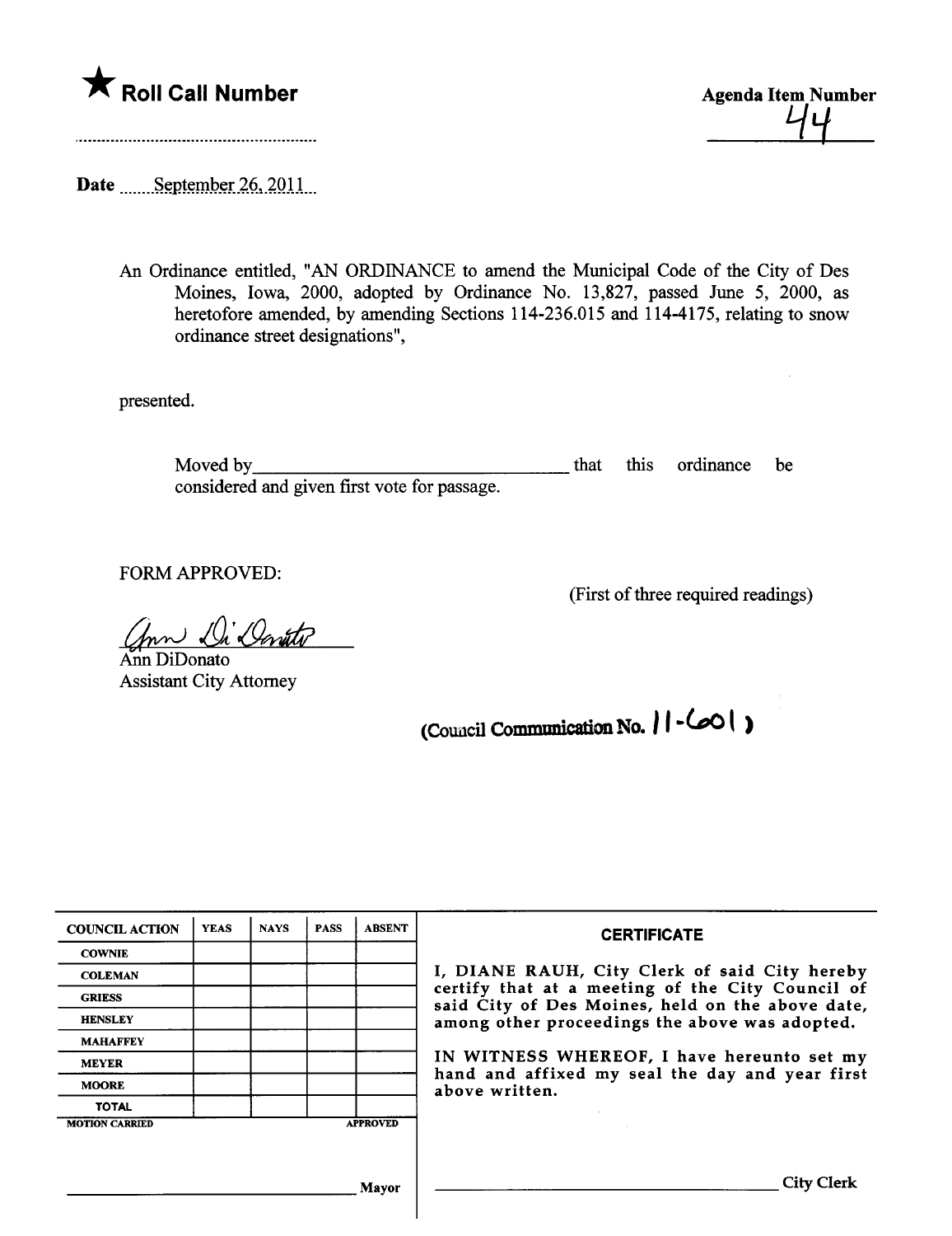★ **Roll Call Number**

**Agenda Item Number**
44

**Date** September 26, 2011

An Ordinance entitled, "AN ORDINANCE to amend the Municipal Code of the City of Des Moines, Iowa, 2000, adopted by Ordinance No. 13,827, passed June 5, 2000, as heretofore amended, by amending Sections 114-236.015 and 114-4175, relating to snow ordinance street designations",

presented.

Moved by\_\_\_\_\_\_\_\_\_\_\_\_\_\_\_\_\_\_\_\_\_\_\_\_\_\_\_\_\_\_\_\_ that this ordinance be considered and given first vote for passage.

FORM APPROVED:

(First of three required readings)

Ann DiDonato
Assistant City Attorney

(Council Communication No. 11-601)

| COUNCIL ACTION | YEAS | NAYS | PASS | ABSENT |
|---|---|---|---|---|
| COWNIE | | | | |
| COLEMAN | | | | |
| GRIESS | | | | |
| HENSLEY | | | | |
| MAHAFFEY | | | | |
| MEYER | | | | |
| MOORE | | | | |
| TOTAL | | | | |
| MOTION CARRIED | | | | APPROVED |

\_\_\_\_\_\_\_\_\_\_\_\_\_\_\_\_\_\_\_\_\_\_\_\_\_\_\_\_\_\_\_\_ Mayor

**CERTIFICATE**

I, DIANE RAUH, City Clerk of said City hereby certify that at a meeting of the City Council of said City of Des Moines, held on the above date, among other proceedings the above was adopted.

IN WITNESS WHEREOF, I have hereunto set my hand and affixed my seal the day and year first above written.

\_\_\_\_\_\_\_\_\_\_\_\_\_\_\_\_\_\_\_\_\_\_\_\_\_\_\_\_\_\_\_\_ City Clerk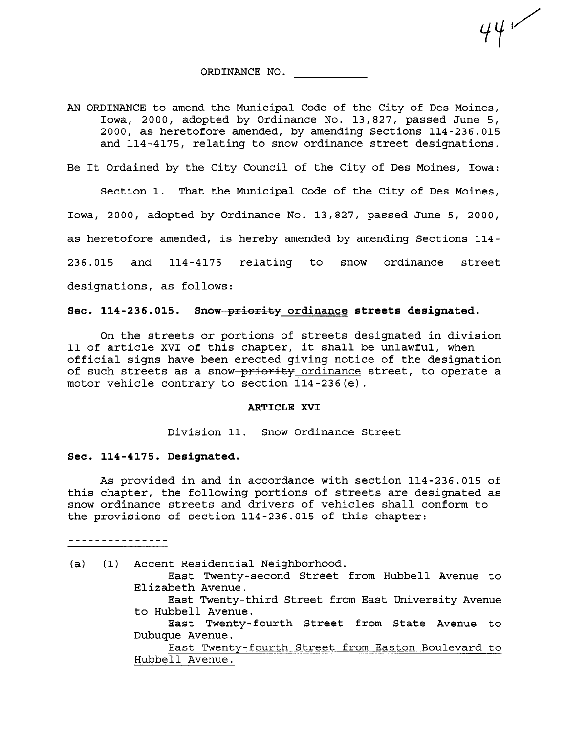44

ORDINANCE NO. ___________

AN ORDINANCE to amend the Municipal Code of the City of Des Moines, Iowa, 2000, adopted by Ordinance No. 13,827, passed June 5, 2000, as heretofore amended, by amending Sections 114-236.015 and 114-4175, relating to snow ordinance street designations.

Be It Ordained by the City Council of the City of Des Moines, Iowa:

Section 1. That the Municipal Code of the City of Des Moines, Iowa, 2000, adopted by Ordinance No. 13,827, passed June 5, 2000, as heretofore amended, is hereby amended by amending Sections 114-236.015 and 114-4175 relating to snow ordinance street designations, as follows:

**Sec. 114-236.015. Snow ~~priority~~ ordinance streets designated.**

On the streets or portions of streets designated in division 11 of article XVI of this chapter, it shall be unlawful, when official signs have been erected giving notice of the designation of such streets as a snow ~~priority~~ ordinance street, to operate a motor vehicle contrary to section 114-236(e).

**ARTICLE XVI**

Division 11. Snow Ordinance Street

**Sec. 114-4175. Designated.**

As provided in and in accordance with section 114-236.015 of this chapter, the following portions of streets are designated as snow ordinance streets and drivers of vehicles shall conform to the provisions of section 114-236.015 of this chapter:

---------------

(a) (1) Accent Residential Neighborhood.

East Twenty-second Street from Hubbell Avenue to Elizabeth Avenue.

East Twenty-third Street from East University Avenue to Hubbell Avenue.

East Twenty-fourth Street from State Avenue to Dubuque Avenue.

East Twenty-fourth Street from Easton Boulevard to Hubbell Avenue.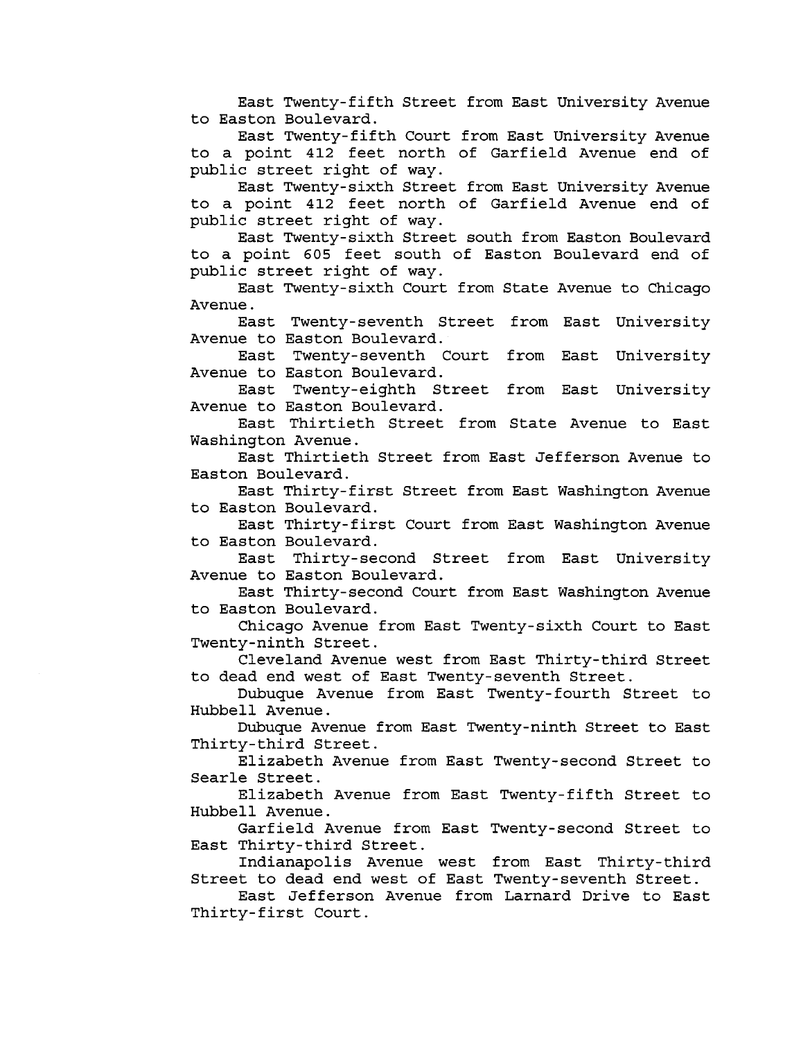East Twenty-fifth Street from East University Avenue to Easton Boulevard.

East Twenty-fifth Court from East University Avenue to a point 412 feet north of Garfield Avenue end of public street right of way.

East Twenty-sixth Street from East University Avenue to a point 412 feet north of Garfield Avenue end of public street right of way.

East Twenty-sixth Street south from Easton Boulevard to a point 605 feet south of Easton Boulevard end of public street right of way.

East Twenty-sixth Court from State Avenue to Chicago Avenue.

East Twenty-seventh Street from East University Avenue to Easton Boulevard.

East Twenty-seventh Court from East University Avenue to Easton Boulevard.

East Twenty-eighth Street from East University Avenue to Easton Boulevard.

East Thirtieth Street from State Avenue to East Washington Avenue.

East Thirtieth Street from East Jefferson Avenue to Easton Boulevard.

East Thirty-first Street from East Washington Avenue to Easton Boulevard.

East Thirty-first Court from East Washington Avenue to Easton Boulevard.

East Thirty-second Street from East University Avenue to Easton Boulevard.

East Thirty-second Court from East Washington Avenue to Easton Boulevard.

Chicago Avenue from East Twenty-sixth Court to East Twenty-ninth Street.

Cleveland Avenue west from East Thirty-third Street to dead end west of East Twenty-seventh Street.

Dubuque Avenue from East Twenty-fourth Street to Hubbell Avenue.

Dubuque Avenue from East Twenty-ninth Street to East Thirty-third Street.

Elizabeth Avenue from East Twenty-second Street to Searle Street.

Elizabeth Avenue from East Twenty-fifth Street to Hubbell Avenue.

Garfield Avenue from East Twenty-second Street to East Thirty-third Street.

Indianapolis Avenue west from East Thirty-third Street to dead end west of East Twenty-seventh Street.

East Jefferson Avenue from Larnard Drive to East Thirty-first Court.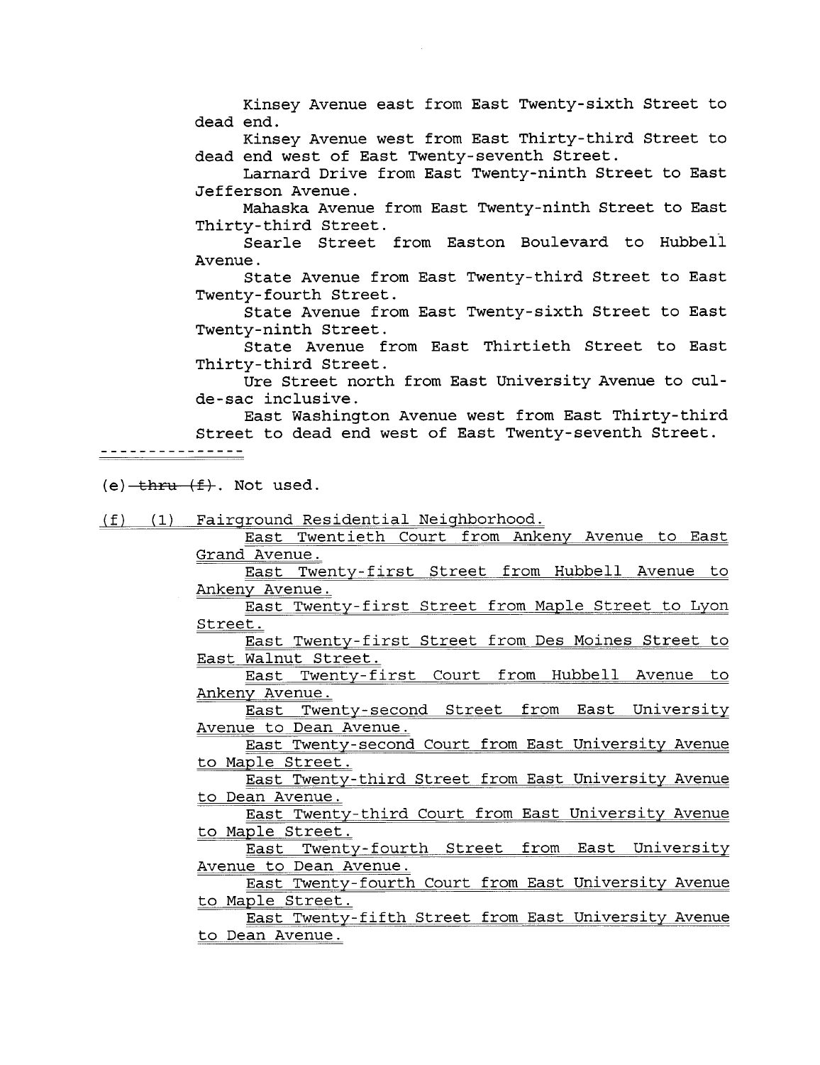Kinsey Avenue east from East Twenty-sixth Street to dead end.

Kinsey Avenue west from East Thirty-third Street to dead end west of East Twenty-seventh Street.

Larnard Drive from East Twenty-ninth Street to East Jefferson Avenue.

Mahaska Avenue from East Twenty-ninth Street to East Thirty-third Street.

Searle Street from Easton Boulevard to Hubbell Avenue.

State Avenue from East Twenty-third Street to East Twenty-fourth Street.

State Avenue from East Twenty-sixth Street to East Twenty-ninth Street.

State Avenue from East Thirtieth Street to East Thirty-third Street.

Ure Street north from East University Avenue to cul-de-sac inclusive.

East Washington Avenue west from East Thirty-third Street to dead end west of East Twenty-seventh Street.

---------------

(e) ~~thru (f)~~. Not used.

<u>(f) (1) Fairground Residential Neighborhood.</u>

<u>East Twentieth Court from Ankeny Avenue to East Grand Avenue.</u>

<u>East Twenty-first Street from Hubbell Avenue to Ankeny Avenue.</u>

<u>East Twenty-first Street from Maple Street to Lyon Street.</u>

<u>East Twenty-first Street from Des Moines Street to East Walnut Street.</u>

<u>East Twenty-first Court from Hubbell Avenue to Ankeny Avenue.</u>

<u>East Twenty-second Street from East University Avenue to Dean Avenue.</u>

<u>East Twenty-second Court from East University Avenue to Maple Street.</u>

<u>East Twenty-third Street from East University Avenue to Dean Avenue.</u>

<u>East Twenty-third Court from East University Avenue to Maple Street.</u>

<u>East Twenty-fourth Street from East University Avenue to Dean Avenue.</u>

<u>East Twenty-fourth Court from East University Avenue to Maple Street.</u>

<u>East Twenty-fifth Street from East University Avenue to Dean Avenue.</u>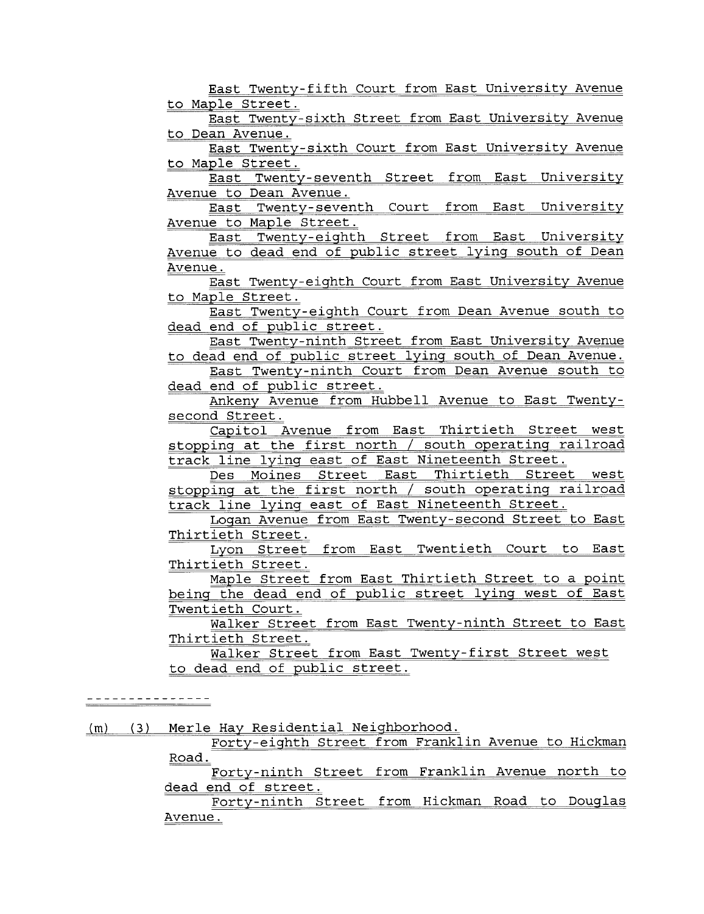East Twenty-fifth Court from East University Avenue to Maple Street.

East Twenty-sixth Street from East University Avenue to Dean Avenue.

East Twenty-sixth Court from East University Avenue to Maple Street.

East Twenty-seventh Street from East University Avenue to Dean Avenue.

East Twenty-seventh Court from East University Avenue to Maple Street.

East Twenty-eighth Street from East University Avenue to dead end of public street lying south of Dean Avenue.

East Twenty-eighth Court from East University Avenue to Maple Street.

East Twenty-eighth Court from Dean Avenue south to dead end of public street.

East Twenty-ninth Street from East University Avenue to dead end of public street lying south of Dean Avenue.

East Twenty-ninth Court from Dean Avenue south to dead end of public street.

Ankeny Avenue from Hubbell Avenue to East Twenty-second Street.

Capitol Avenue from East Thirtieth Street west stopping at the first north / south operating railroad track line lying east of East Nineteenth Street.

Des Moines Street East Thirtieth Street west stopping at the first north / south operating railroad track line lying east of East Nineteenth Street.

Logan Avenue from East Twenty-second Street to East Thirtieth Street.

Lyon Street from East Twentieth Court to East Thirtieth Street.

Maple Street from East Thirtieth Street to a point being the dead end of public street lying west of East Twentieth Court.

Walker Street from East Twenty-ninth Street to East Thirtieth Street.

Walker Street from East Twenty-first Street west to dead end of public street.

---------------

(m) (3) Merle Hay Residential Neighborhood.

Forty-eighth Street from Franklin Avenue to Hickman Road.

Forty-ninth Street from Franklin Avenue north to dead end of street.

Forty-ninth Street from Hickman Road to Douglas Avenue.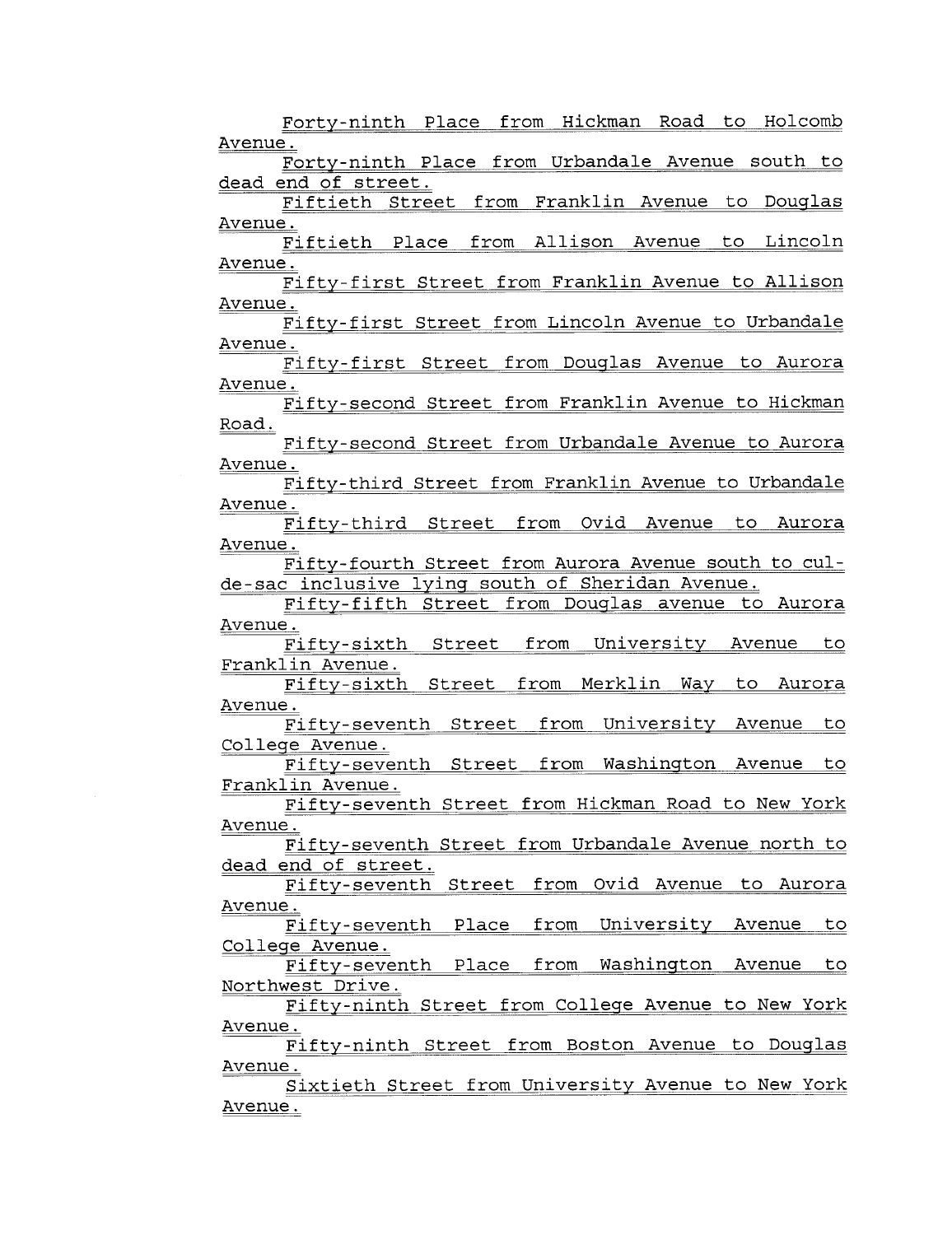Forty-ninth Place from Hickman Road to Holcomb Avenue.

Forty-ninth Place from Urbandale Avenue south to dead end of street.

Fiftieth Street from Franklin Avenue to Douglas Avenue.

Fiftieth Place from Allison Avenue to Lincoln Avenue.

Fifty-first Street from Franklin Avenue to Allison Avenue.

Fifty-first Street from Lincoln Avenue to Urbandale Avenue.

Fifty-first Street from Douglas Avenue to Aurora Avenue.

Fifty-second Street from Franklin Avenue to Hickman Road.

Fifty-second Street from Urbandale Avenue to Aurora Avenue.

Fifty-third Street from Franklin Avenue to Urbandale Avenue.

Fifty-third Street from Ovid Avenue to Aurora Avenue.

Fifty-fourth Street from Aurora Avenue south to cul-de-sac inclusive lying south of Sheridan Avenue.

Fifty-fifth Street from Douglas avenue to Aurora Avenue.

Fifty-sixth Street from University Avenue to Franklin Avenue.

Fifty-sixth Street from Merklin Way to Aurora Avenue.

Fifty-seventh Street from University Avenue to College Avenue.

Fifty-seventh Street from Washington Avenue to Franklin Avenue.

Fifty-seventh Street from Hickman Road to New York Avenue.

Fifty-seventh Street from Urbandale Avenue north to dead end of street.

Fifty-seventh Street from Ovid Avenue to Aurora Avenue.

Fifty-seventh Place from University Avenue to College Avenue.

Fifty-seventh Place from Washington Avenue to Northwest Drive.

Fifty-ninth Street from College Avenue to New York Avenue.

Fifty-ninth Street from Boston Avenue to Douglas Avenue.

Sixtieth Street from University Avenue to New York Avenue.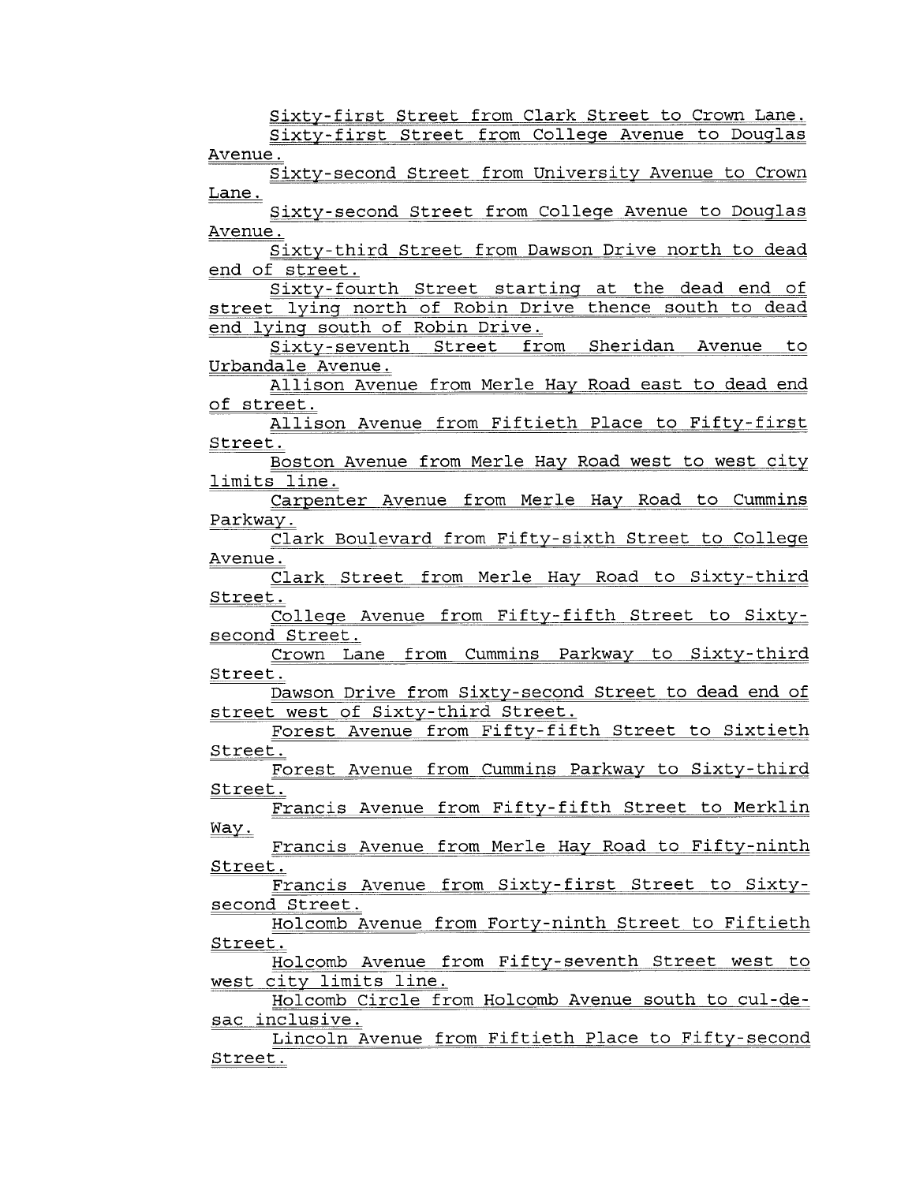Sixty-first Street from Clark Street to Crown Lane.

Sixty-first Street from College Avenue to Douglas Avenue.

Sixty-second Street from University Avenue to Crown Lane.

Sixty-second Street from College Avenue to Douglas Avenue.

Sixty-third Street from Dawson Drive north to dead end of street.

Sixty-fourth Street starting at the dead end of street lying north of Robin Drive thence south to dead end lying south of Robin Drive.

Sixty-seventh Street from Sheridan Avenue to Urbandale Avenue.

Allison Avenue from Merle Hay Road east to dead end of street.

Allison Avenue from Fiftieth Place to Fifty-first Street.

Boston Avenue from Merle Hay Road west to west city limits line.

Carpenter Avenue from Merle Hay Road to Cummins Parkway.

Clark Boulevard from Fifty-sixth Street to College Avenue.

Clark Street from Merle Hay Road to Sixty-third Street.

College Avenue from Fifty-fifth Street to Sixty-second Street.

Crown Lane from Cummins Parkway to Sixty-third Street.

Dawson Drive from Sixty-second Street to dead end of street west of Sixty-third Street.

Forest Avenue from Fifty-fifth Street to Sixtieth Street.

Forest Avenue from Cummins Parkway to Sixty-third Street.

Francis Avenue from Fifty-fifth Street to Merklin Way.

Francis Avenue from Merle Hay Road to Fifty-ninth Street.

Francis Avenue from Sixty-first Street to Sixty-second Street.

Holcomb Avenue from Forty-ninth Street to Fiftieth Street.

Holcomb Avenue from Fifty-seventh Street west to west city limits line.

Holcomb Circle from Holcomb Avenue south to cul-de-sac inclusive.

Lincoln Avenue from Fiftieth Place to Fifty-second Street.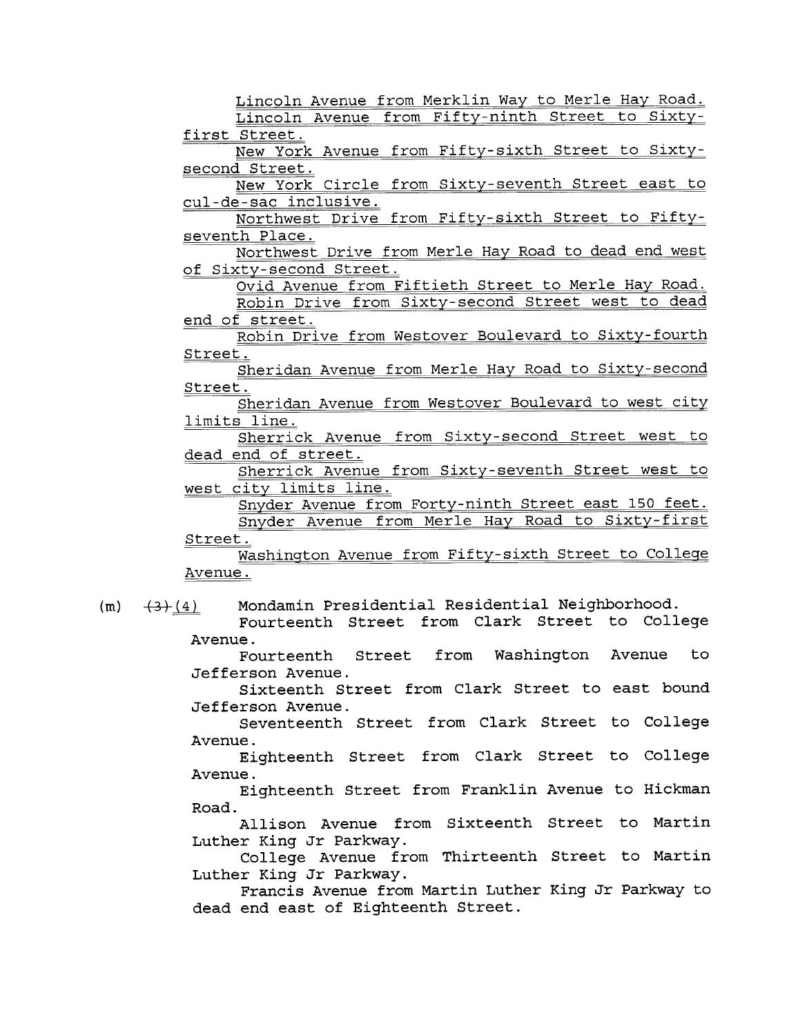Lincoln Avenue from Merklin Way to Merle Hay Road.

Lincoln Avenue from Fifty-ninth Street to Sixty-first Street.

New York Avenue from Fifty-sixth Street to Sixty-second Street.

New York Circle from Sixty-seventh Street east to cul-de-sac inclusive.

Northwest Drive from Fifty-sixth Street to Fifty-seventh Place.

Northwest Drive from Merle Hay Road to dead end west of Sixty-second Street.

Ovid Avenue from Fiftieth Street to Merle Hay Road.

Robin Drive from Sixty-second Street west to dead end of street.

Robin Drive from Westover Boulevard to Sixty-fourth Street.

Sheridan Avenue from Merle Hay Road to Sixty-second Street.

Sheridan Avenue from Westover Boulevard to west city limits line.

Sherrick Avenue from Sixty-second Street west to dead end of street.

Sherrick Avenue from Sixty-seventh Street west to west city limits line.

Snyder Avenue from Forty-ninth Street east 150 feet.

Snyder Avenue from Merle Hay Road to Sixty-first Street.

Washington Avenue from Fifty-sixth Street to College Avenue.

(m) ~~(3)~~ (4) Mondamin Presidential Residential Neighborhood.

Fourteenth Street from Clark Street to College Avenue.

Fourteenth Street from Washington Avenue to Jefferson Avenue.

Sixteenth Street from Clark Street to east bound Jefferson Avenue.

Seventeenth Street from Clark Street to College Avenue.

Eighteenth Street from Clark Street to College Avenue.

Eighteenth Street from Franklin Avenue to Hickman Road.

Allison Avenue from Sixteenth Street to Martin Luther King Jr Parkway.

College Avenue from Thirteenth Street to Martin Luther King Jr Parkway.

Francis Avenue from Martin Luther King Jr Parkway to dead end east of Eighteenth Street.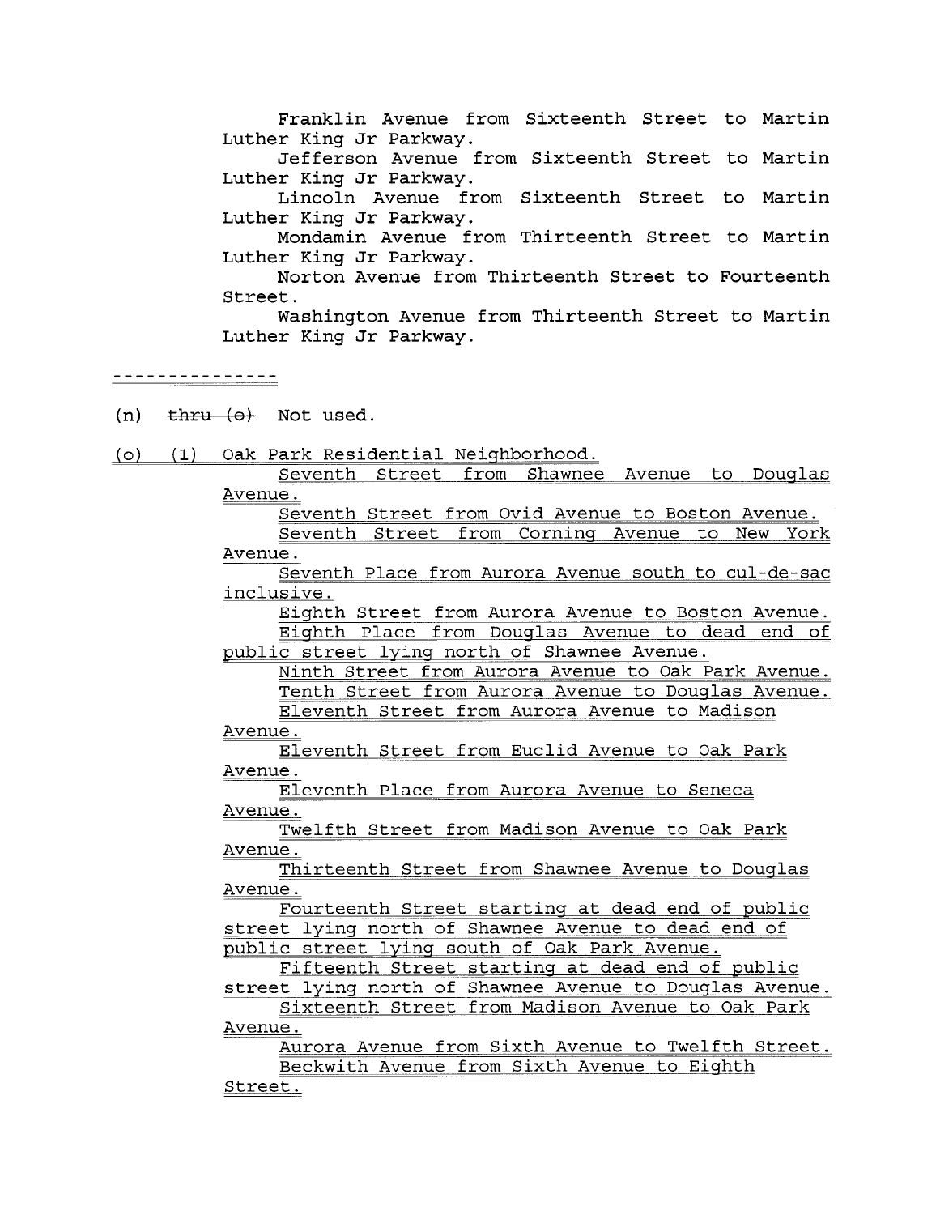Franklin Avenue from Sixteenth Street to Martin Luther King Jr Parkway.

Jefferson Avenue from Sixteenth Street to Martin Luther King Jr Parkway.

Lincoln Avenue from Sixteenth Street to Martin Luther King Jr Parkway.

Mondamin Avenue from Thirteenth Street to Martin Luther King Jr Parkway.

Norton Avenue from Thirteenth Street to Fourteenth Street.

Washington Avenue from Thirteenth Street to Martin Luther King Jr Parkway.

---------------

(n) ~~thru (o)~~ Not used.

(o) (1) Oak Park Residential Neighborhood.

Seventh Street from Shawnee Avenue to Douglas Avenue.

Seventh Street from Ovid Avenue to Boston Avenue.

Seventh Street from Corning Avenue to New York Avenue.

Seventh Place from Aurora Avenue south to cul-de-sac inclusive.

Eighth Street from Aurora Avenue to Boston Avenue.

Eighth Place from Douglas Avenue to dead end of public street lying north of Shawnee Avenue.

Ninth Street from Aurora Avenue to Oak Park Avenue.

Tenth Street from Aurora Avenue to Douglas Avenue.

Eleventh Street from Aurora Avenue to Madison Avenue.

Eleventh Street from Euclid Avenue to Oak Park Avenue.

Eleventh Place from Aurora Avenue to Seneca Avenue.

Twelfth Street from Madison Avenue to Oak Park Avenue.

Thirteenth Street from Shawnee Avenue to Douglas Avenue.

Fourteenth Street starting at dead end of public street lying north of Shawnee Avenue to dead end of public street lying south of Oak Park Avenue.

Fifteenth Street starting at dead end of public street lying north of Shawnee Avenue to Douglas Avenue.

Sixteenth Street from Madison Avenue to Oak Park Avenue.

Aurora Avenue from Sixth Avenue to Twelfth Street.

Beckwith Avenue from Sixth Avenue to Eighth Street.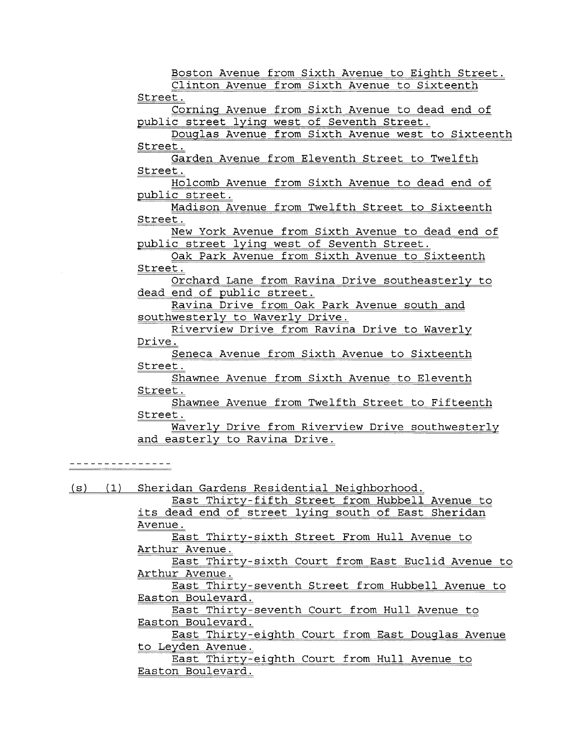Boston Avenue from Sixth Avenue to Eighth Street.

Clinton Avenue from Sixth Avenue to Sixteenth Street.

Corning Avenue from Sixth Avenue to dead end of public street lying west of Seventh Street.

Douglas Avenue from Sixth Avenue west to Sixteenth Street.

Garden Avenue from Eleventh Street to Twelfth Street.

Holcomb Avenue from Sixth Avenue to dead end of public street.

Madison Avenue from Twelfth Street to Sixteenth Street.

New York Avenue from Sixth Avenue to dead end of public street lying west of Seventh Street.

Oak Park Avenue from Sixth Avenue to Sixteenth Street.

Orchard Lane from Ravina Drive southeasterly to dead end of public street.

Ravina Drive from Oak Park Avenue south and southwesterly to Waverly Drive.

Riverview Drive from Ravina Drive to Waverly Drive.

Seneca Avenue from Sixth Avenue to Sixteenth Street.

Shawnee Avenue from Sixth Avenue to Eleventh Street.

Shawnee Avenue from Twelfth Street to Fifteenth Street.

Waverly Drive from Riverview Drive southwesterly and easterly to Ravina Drive.

---------------

(s) (1) Sheridan Gardens Residential Neighborhood.

East Thirty-fifth Street from Hubbell Avenue to its dead end of street lying south of East Sheridan Avenue.

East Thirty-sixth Street From Hull Avenue to Arthur Avenue.

East Thirty-sixth Court from East Euclid Avenue to Arthur Avenue.

East Thirty-seventh Street from Hubbell Avenue to Easton Boulevard.

East Thirty-seventh Court from Hull Avenue to Easton Boulevard.

East Thirty-eighth Court from East Douglas Avenue to Leyden Avenue.

East Thirty-eighth Court from Hull Avenue to Easton Boulevard.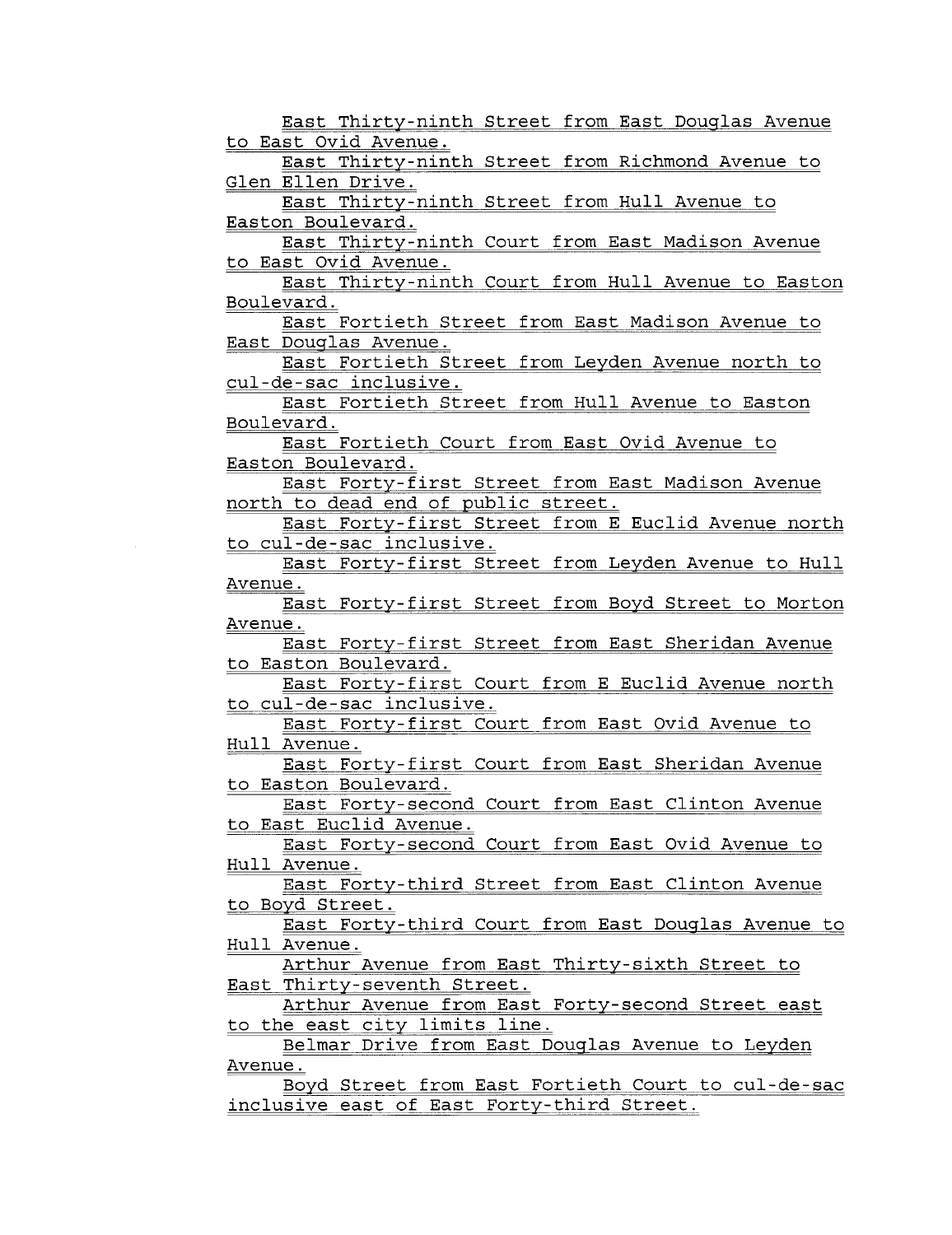East Thirty-ninth Street from East Douglas Avenue to East Ovid Avenue.

East Thirty-ninth Street from Richmond Avenue to Glen Ellen Drive.

East Thirty-ninth Street from Hull Avenue to Easton Boulevard.

East Thirty-ninth Court from East Madison Avenue to East Ovid Avenue.

East Thirty-ninth Court from Hull Avenue to Easton Boulevard.

East Fortieth Street from East Madison Avenue to East Douglas Avenue.

East Fortieth Street from Leyden Avenue north to cul-de-sac inclusive.

East Fortieth Street from Hull Avenue to Easton Boulevard.

East Fortieth Court from East Ovid Avenue to Easton Boulevard.

East Forty-first Street from East Madison Avenue north to dead end of public street.

East Forty-first Street from E Euclid Avenue north to cul-de-sac inclusive.

East Forty-first Street from Leyden Avenue to Hull Avenue.

East Forty-first Street from Boyd Street to Morton Avenue.

East Forty-first Street from East Sheridan Avenue to Easton Boulevard.

East Forty-first Court from E Euclid Avenue north to cul-de-sac inclusive.

East Forty-first Court from East Ovid Avenue to Hull Avenue.

East Forty-first Court from East Sheridan Avenue to Easton Boulevard.

East Forty-second Court from East Clinton Avenue to East Euclid Avenue.

East Forty-second Court from East Ovid Avenue to Hull Avenue.

East Forty-third Street from East Clinton Avenue to Boyd Street.

East Forty-third Court from East Douglas Avenue to Hull Avenue.

Arthur Avenue from East Thirty-sixth Street to East Thirty-seventh Street.

Arthur Avenue from East Forty-second Street east to the east city limits line.

Belmar Drive from East Douglas Avenue to Leyden Avenue.

Boyd Street from East Fortieth Court to cul-de-sac inclusive east of East Forty-third Street.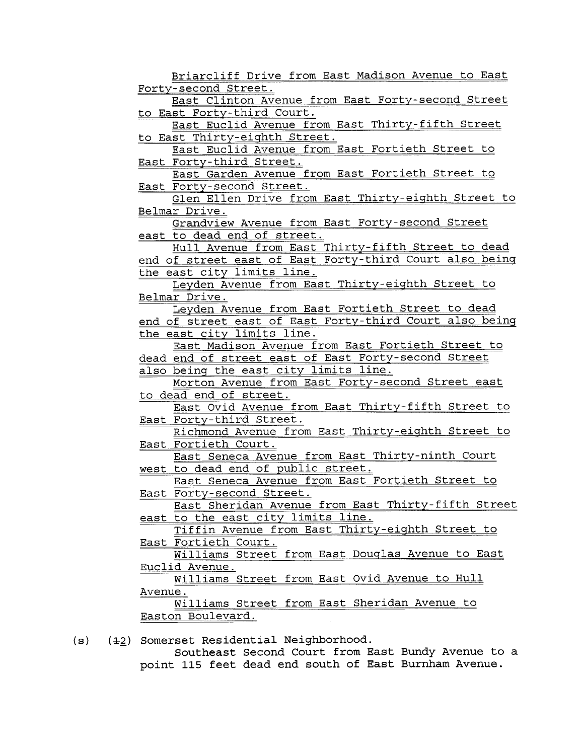Briarcliff Drive from East Madison Avenue to East Forty-second Street.

East Clinton Avenue from East Forty-second Street to East Forty-third Court.

East Euclid Avenue from East Thirty-fifth Street to East Thirty-eighth Street.

East Euclid Avenue from East Fortieth Street to East Forty-third Street.

East Garden Avenue from East Fortieth Street to East Forty-second Street.

Glen Ellen Drive from East Thirty-eighth Street to Belmar Drive.

Grandview Avenue from East Forty-second Street east to dead end of street.

Hull Avenue from East Thirty-fifth Street to dead end of street east of East Forty-third Court also being the east city limits line.

Leyden Avenue from East Thirty-eighth Street to Belmar Drive.

Leyden Avenue from East Fortieth Street to dead end of street east of East Forty-third Court also being the east city limits line.

East Madison Avenue from East Fortieth Street to dead end of street east of East Forty-second Street also being the east city limits line.

Morton Avenue from East Forty-second Street east to dead end of street.

East Ovid Avenue from East Thirty-fifth Street to East Forty-third Street.

Richmond Avenue from East Thirty-eighth Street to East Fortieth Court.

East Seneca Avenue from East Thirty-ninth Court west to dead end of public street.

East Seneca Avenue from East Fortieth Street to East Forty-second Street.

East Sheridan Avenue from East Thirty-fifth Street east to the east city limits line.

Tiffin Avenue from East Thirty-eighth Street to East Fortieth Court.

Williams Street from East Douglas Avenue to East Euclid Avenue.

Williams Street from East Ovid Avenue to Hull Avenue.

Williams Street from East Sheridan Avenue to Easton Boulevard.

(s) (~~1~~2) Somerset Residential Neighborhood.

Southeast Second Court from East Bundy Avenue to a point 115 feet dead end south of East Burnham Avenue.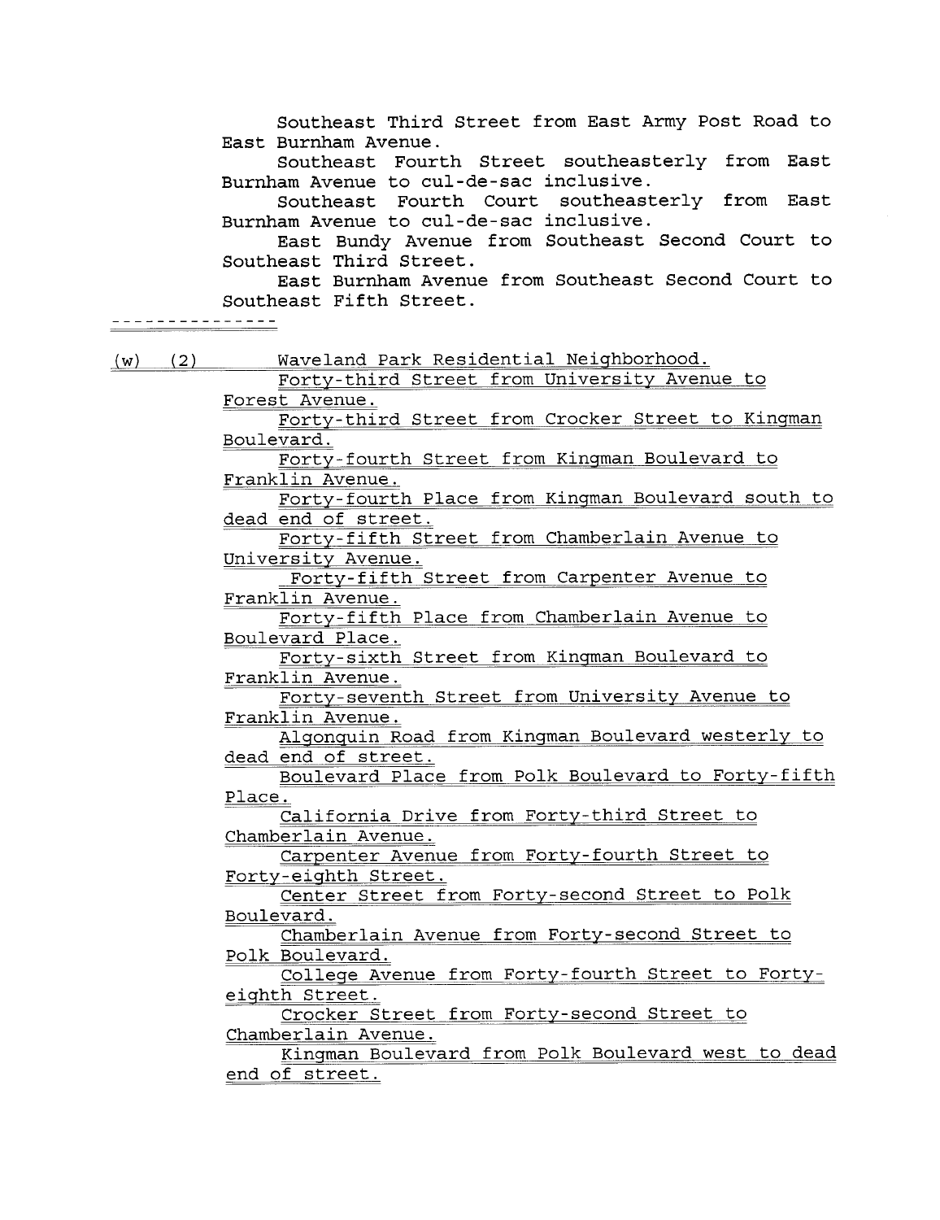Southeast Third Street from East Army Post Road to East Burnham Avenue.

Southeast Fourth Street southeasterly from East Burnham Avenue to cul-de-sac inclusive.

Southeast Fourth Court southeasterly from East Burnham Avenue to cul-de-sac inclusive.

East Bundy Avenue from Southeast Second Court to Southeast Third Street.

East Burnham Avenue from Southeast Second Court to Southeast Fifth Street.

---------------

(w) (2) Waveland Park Residential Neighborhood.

Forty-third Street from University Avenue to Forest Avenue.

Forty-third Street from Crocker Street to Kingman Boulevard.

Forty-fourth Street from Kingman Boulevard to Franklin Avenue.

Forty-fourth Place from Kingman Boulevard south to dead end of street.

Forty-fifth Street from Chamberlain Avenue to University Avenue.

Forty-fifth Street from Carpenter Avenue to Franklin Avenue.

Forty-fifth Place from Chamberlain Avenue to Boulevard Place.

Forty-sixth Street from Kingman Boulevard to Franklin Avenue.

Forty-seventh Street from University Avenue to Franklin Avenue.

Algonquin Road from Kingman Boulevard westerly to dead end of street.

Boulevard Place from Polk Boulevard to Forty-fifth Place.

California Drive from Forty-third Street to Chamberlain Avenue.

Carpenter Avenue from Forty-fourth Street to Forty-eighth Street.

Center Street from Forty-second Street to Polk Boulevard.

Chamberlain Avenue from Forty-second Street to Polk Boulevard.

College Avenue from Forty-fourth Street to Forty-eighth Street.

Crocker Street from Forty-second Street to Chamberlain Avenue.

Kingman Boulevard from Polk Boulevard west to dead end of street.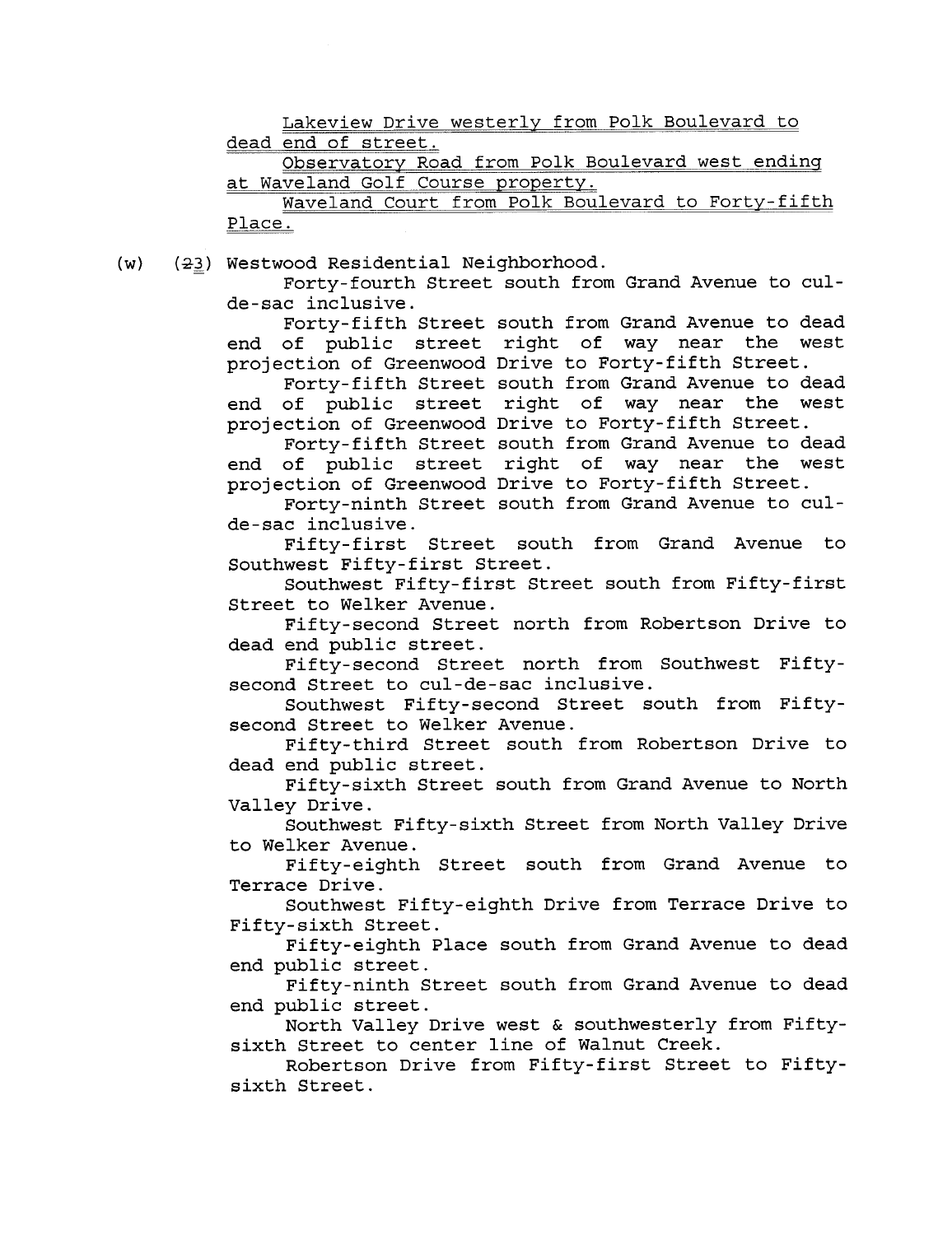Lakeview Drive westerly from Polk Boulevard to dead end of street.

Observatory Road from Polk Boulevard west ending at Waveland Golf Course property.

Waveland Court from Polk Boulevard to Forty-fifth Place.

(w) (~~2~~3) Westwood Residential Neighborhood.

Forty-fourth Street south from Grand Avenue to cul-de-sac inclusive.

Forty-fifth Street south from Grand Avenue to dead end of public street right of way near the west projection of Greenwood Drive to Forty-fifth Street.

Forty-fifth Street south from Grand Avenue to dead end of public street right of way near the west projection of Greenwood Drive to Forty-fifth Street.

Forty-fifth Street south from Grand Avenue to dead end of public street right of way near the west projection of Greenwood Drive to Forty-fifth Street.

Forty-ninth Street south from Grand Avenue to cul-de-sac inclusive.

Fifty-first Street south from Grand Avenue to Southwest Fifty-first Street.

Southwest Fifty-first Street south from Fifty-first Street to Welker Avenue.

Fifty-second Street north from Robertson Drive to dead end public street.

Fifty-second Street north from Southwest Fifty-second Street to cul-de-sac inclusive.

Southwest Fifty-second Street south from Fifty-second Street to Welker Avenue.

Fifty-third Street south from Robertson Drive to dead end public street.

Fifty-sixth Street south from Grand Avenue to North Valley Drive.

Southwest Fifty-sixth Street from North Valley Drive to Welker Avenue.

Fifty-eighth Street south from Grand Avenue to Terrace Drive.

Southwest Fifty-eighth Drive from Terrace Drive to Fifty-sixth Street.

Fifty-eighth Place south from Grand Avenue to dead end public street.

Fifty-ninth Street south from Grand Avenue to dead end public street.

North Valley Drive west & southwesterly from Fifty-sixth Street to center line of Walnut Creek.

Robertson Drive from Fifty-first Street to Fifty-sixth Street.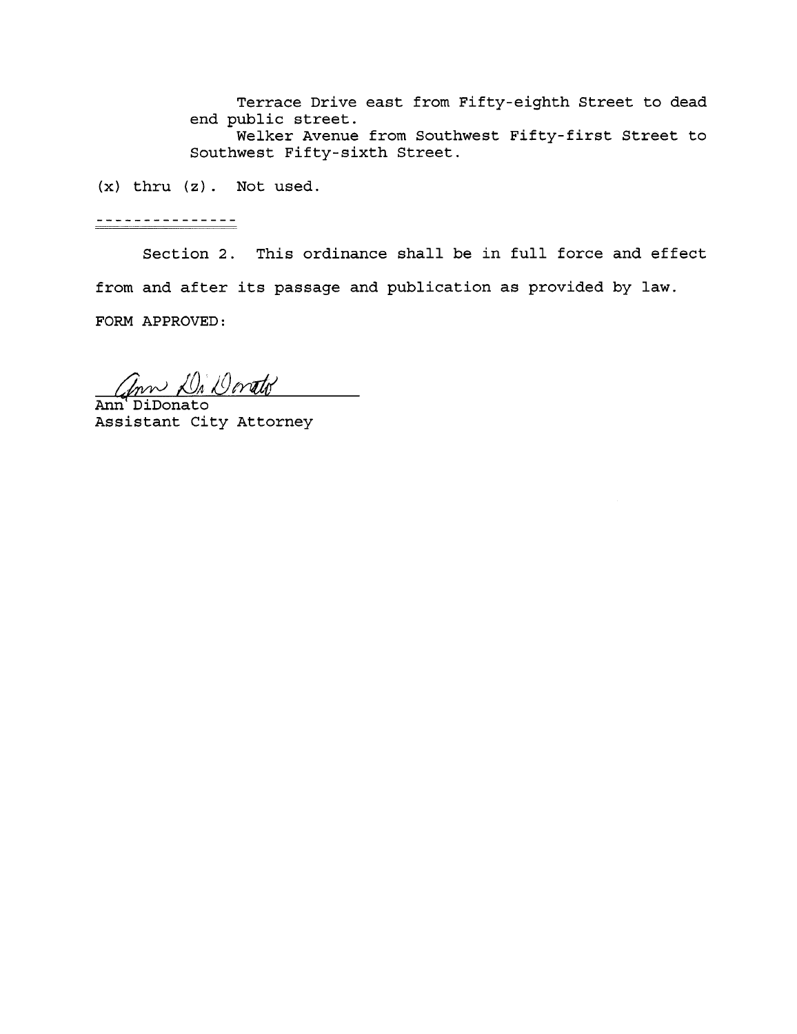Terrace Drive east from Fifty-eighth Street to dead end public street.

Welker Avenue from Southwest Fifty-first Street to Southwest Fifty-sixth Street.

(x) thru (z). Not used.

---

Section 2. This ordinance shall be in full force and effect from and after its passage and publication as provided by law.

FORM APPROVED:

Ann DiDonato
Assistant City Attorney